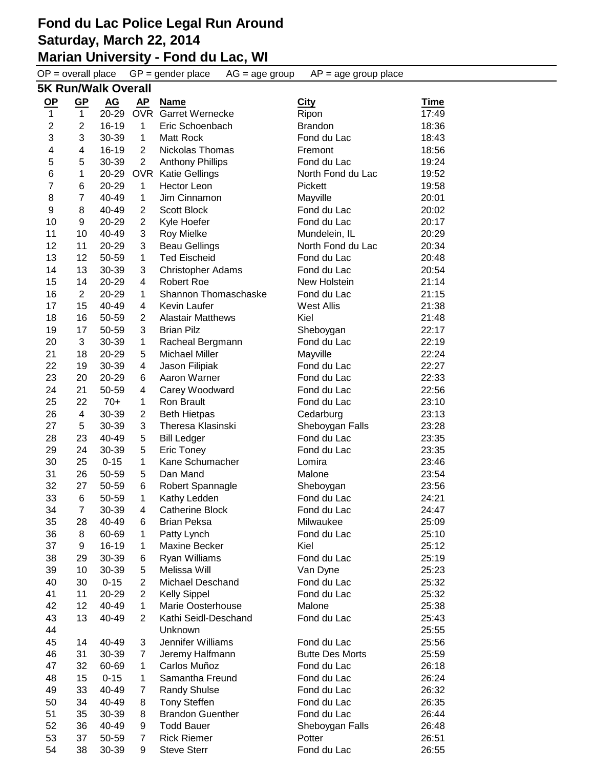# Fond du Lac Police Legal Run Around
# Saturday, March 22, 2014
# Marian University - Fond du Lac, WI

OP = overall place   GP = gender place   AG = age group   AP = age group place

## 5K Run/Walk Overall

| OP | GP | AG | AP | Name | City | Time |
|---|---|---|---|---|---|---|
| 1 | 1 | 20-29 | OVR | Garret Wernecke | Ripon | 17:49 |
| 2 | 2 | 16-19 | 1 | Eric Schoenbach | Brandon | 18:36 |
| 3 | 3 | 30-39 | 1 | Matt Rock | Fond du Lac | 18:43 |
| 4 | 4 | 16-19 | 2 | Nickolas Thomas | Fremont | 18:56 |
| 5 | 5 | 30-39 | 2 | Anthony Phillips | Fond du Lac | 19:24 |
| 6 | 1 | 20-29 | OVR | Katie Gellings | North Fond du Lac | 19:52 |
| 7 | 6 | 20-29 | 1 | Hector Leon | Pickett | 19:58 |
| 8 | 7 | 40-49 | 1 | Jim Cinnamon | Mayville | 20:01 |
| 9 | 8 | 40-49 | 2 | Scott Block | Fond du Lac | 20:02 |
| 10 | 9 | 20-29 | 2 | Kyle Hoefer | Fond du Lac | 20:17 |
| 11 | 10 | 40-49 | 3 | Roy Mielke | Mundelein, IL | 20:29 |
| 12 | 11 | 20-29 | 3 | Beau Gellings | North Fond du Lac | 20:34 |
| 13 | 12 | 50-59 | 1 | Ted Eischeid | Fond du Lac | 20:48 |
| 14 | 13 | 30-39 | 3 | Christopher Adams | Fond du Lac | 20:54 |
| 15 | 14 | 20-29 | 4 | Robert Roe | New Holstein | 21:14 |
| 16 | 2 | 20-29 | 1 | Shannon Thomaschaske | Fond du Lac | 21:15 |
| 17 | 15 | 40-49 | 4 | Kevin Laufer | West Allis | 21:38 |
| 18 | 16 | 50-59 | 2 | Alastair Matthews | Kiel | 21:48 |
| 19 | 17 | 50-59 | 3 | Brian Pilz | Sheboygan | 22:17 |
| 20 | 3 | 30-39 | 1 | Racheal Bergmann | Fond du Lac | 22:19 |
| 21 | 18 | 20-29 | 5 | Michael Miller | Mayville | 22:24 |
| 22 | 19 | 30-39 | 4 | Jason Filipiak | Fond du Lac | 22:27 |
| 23 | 20 | 20-29 | 6 | Aaron Warner | Fond du Lac | 22:33 |
| 24 | 21 | 50-59 | 4 | Carey Woodward | Fond du Lac | 22:56 |
| 25 | 22 | 70+ | 1 | Ron Brault | Fond du Lac | 23:10 |
| 26 | 4 | 30-39 | 2 | Beth Hietpas | Cedarburg | 23:13 |
| 27 | 5 | 30-39 | 3 | Theresa Klasinski | Sheboygan Falls | 23:28 |
| 28 | 23 | 40-49 | 5 | Bill Ledger | Fond du Lac | 23:35 |
| 29 | 24 | 30-39 | 5 | Eric Toney | Fond du Lac | 23:35 |
| 30 | 25 | 0-15 | 1 | Kane Schumacher | Lomira | 23:46 |
| 31 | 26 | 50-59 | 5 | Dan Mand | Malone | 23:54 |
| 32 | 27 | 50-59 | 6 | Robert Spannagle | Sheboygan | 23:56 |
| 33 | 6 | 50-59 | 1 | Kathy Ledden | Fond du Lac | 24:21 |
| 34 | 7 | 30-39 | 4 | Catherine Block | Fond du Lac | 24:47 |
| 35 | 28 | 40-49 | 6 | Brian Peksa | Milwaukee | 25:09 |
| 36 | 8 | 60-69 | 1 | Patty Lynch | Fond du Lac | 25:10 |
| 37 | 9 | 16-19 | 1 | Maxine Becker | Kiel | 25:12 |
| 38 | 29 | 30-39 | 6 | Ryan Williams | Fond du Lac | 25:19 |
| 39 | 10 | 30-39 | 5 | Melissa Will | Van Dyne | 25:23 |
| 40 | 30 | 0-15 | 2 | Michael Deschand | Fond du Lac | 25:32 |
| 41 | 11 | 20-29 | 2 | Kelly Sippel | Fond du Lac | 25:32 |
| 42 | 12 | 40-49 | 1 | Marie Oosterhouse | Malone | 25:38 |
| 43 | 13 | 40-49 | 2 | Kathi Seidl-Deschand | Fond du Lac | 25:43 |
| 44 | | | | Unknown | | 25:55 |
| 45 | 14 | 40-49 | 3 | Jennifer Williams | Fond du Lac | 25:56 |
| 46 | 31 | 30-39 | 7 | Jeremy Halfmann | Butte Des Morts | 25:59 |
| 47 | 32 | 60-69 | 1 | Carlos Muñoz | Fond du Lac | 26:18 |
| 48 | 15 | 0-15 | 1 | Samantha Freund | Fond du Lac | 26:24 |
| 49 | 33 | 40-49 | 7 | Randy Shulse | Fond du Lac | 26:32 |
| 50 | 34 | 40-49 | 8 | Tony Steffen | Fond du Lac | 26:35 |
| 51 | 35 | 30-39 | 8 | Brandon Guenther | Fond du Lac | 26:44 |
| 52 | 36 | 40-49 | 9 | Todd Bauer | Sheboygan Falls | 26:48 |
| 53 | 37 | 50-59 | 7 | Rick Riemer | Potter | 26:51 |
| 54 | 38 | 30-39 | 9 | Steve Sterr | Fond du Lac | 26:55 |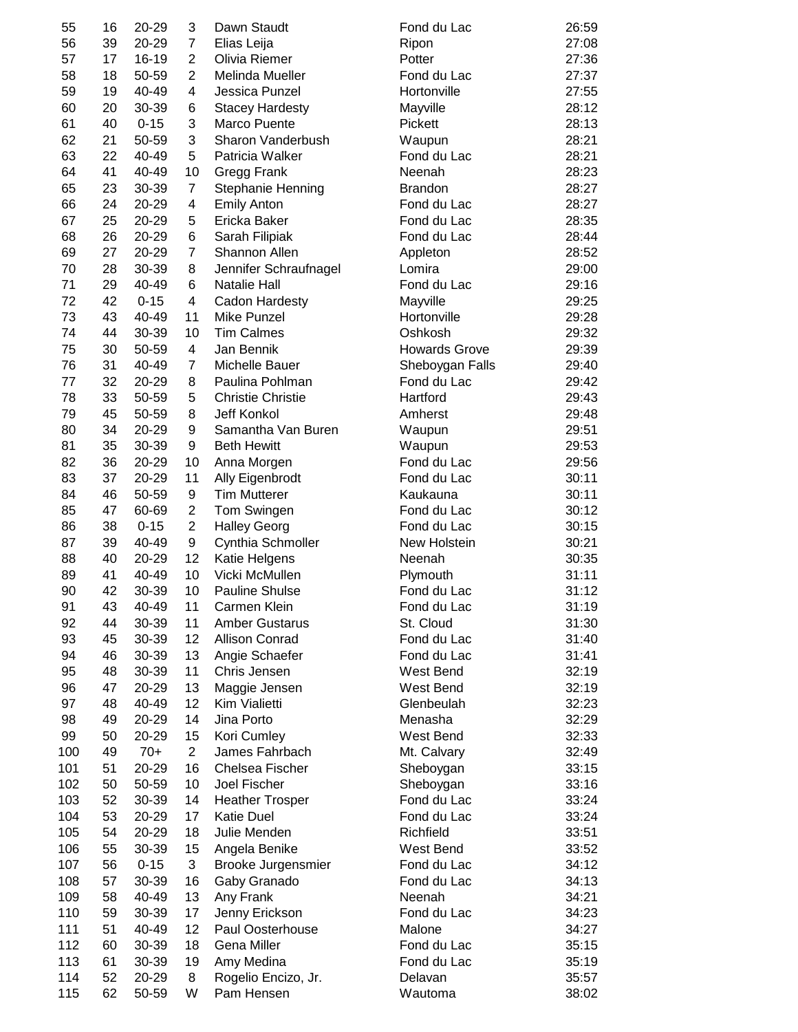| | | | | | | |
|---|---|---|---|---|---|---|
| 55 | 16 | 20-29 | 3 | Dawn Staudt | Fond du Lac | 26:59 |
| 56 | 39 | 20-29 | 7 | Elias Leija | Ripon | 27:08 |
| 57 | 17 | 16-19 | 2 | Olivia Riemer | Potter | 27:36 |
| 58 | 18 | 50-59 | 2 | Melinda Mueller | Fond du Lac | 27:37 |
| 59 | 19 | 40-49 | 4 | Jessica Punzel | Hortonville | 27:55 |
| 60 | 20 | 30-39 | 6 | Stacey Hardesty | Mayville | 28:12 |
| 61 | 40 | 0-15 | 3 | Marco Puente | Pickett | 28:13 |
| 62 | 21 | 50-59 | 3 | Sharon Vanderbush | Waupun | 28:21 |
| 63 | 22 | 40-49 | 5 | Patricia Walker | Fond du Lac | 28:21 |
| 64 | 41 | 40-49 | 10 | Gregg Frank | Neenah | 28:23 |
| 65 | 23 | 30-39 | 7 | Stephanie Henning | Brandon | 28:27 |
| 66 | 24 | 20-29 | 4 | Emily Anton | Fond du Lac | 28:27 |
| 67 | 25 | 20-29 | 5 | Ericka Baker | Fond du Lac | 28:35 |
| 68 | 26 | 20-29 | 6 | Sarah Filipiak | Fond du Lac | 28:44 |
| 69 | 27 | 20-29 | 7 | Shannon Allen | Appleton | 28:52 |
| 70 | 28 | 30-39 | 8 | Jennifer Schraufnagel | Lomira | 29:00 |
| 71 | 29 | 40-49 | 6 | Natalie Hall | Fond du Lac | 29:16 |
| 72 | 42 | 0-15 | 4 | Cadon Hardesty | Mayville | 29:25 |
| 73 | 43 | 40-49 | 11 | Mike Punzel | Hortonville | 29:28 |
| 74 | 44 | 30-39 | 10 | Tim Calmes | Oshkosh | 29:32 |
| 75 | 30 | 50-59 | 4 | Jan Bennik | Howards Grove | 29:39 |
| 76 | 31 | 40-49 | 7 | Michelle Bauer | Sheboygan Falls | 29:40 |
| 77 | 32 | 20-29 | 8 | Paulina Pohlman | Fond du Lac | 29:42 |
| 78 | 33 | 50-59 | 5 | Christie Christie | Hartford | 29:43 |
| 79 | 45 | 50-59 | 8 | Jeff Konkol | Amherst | 29:48 |
| 80 | 34 | 20-29 | 9 | Samantha Van Buren | Waupun | 29:51 |
| 81 | 35 | 30-39 | 9 | Beth Hewitt | Waupun | 29:53 |
| 82 | 36 | 20-29 | 10 | Anna Morgen | Fond du Lac | 29:56 |
| 83 | 37 | 20-29 | 11 | Ally Eigenbrodt | Fond du Lac | 30:11 |
| 84 | 46 | 50-59 | 9 | Tim Mutterer | Kaukauna | 30:11 |
| 85 | 47 | 60-69 | 2 | Tom Swingen | Fond du Lac | 30:12 |
| 86 | 38 | 0-15 | 2 | Halley Georg | Fond du Lac | 30:15 |
| 87 | 39 | 40-49 | 9 | Cynthia Schmoller | New Holstein | 30:21 |
| 88 | 40 | 20-29 | 12 | Katie Helgens | Neenah | 30:35 |
| 89 | 41 | 40-49 | 10 | Vicki McMullen | Plymouth | 31:11 |
| 90 | 42 | 30-39 | 10 | Pauline Shulse | Fond du Lac | 31:12 |
| 91 | 43 | 40-49 | 11 | Carmen Klein | Fond du Lac | 31:19 |
| 92 | 44 | 30-39 | 11 | Amber Gustarus | St. Cloud | 31:30 |
| 93 | 45 | 30-39 | 12 | Allison Conrad | Fond du Lac | 31:40 |
| 94 | 46 | 30-39 | 13 | Angie Schaefer | Fond du Lac | 31:41 |
| 95 | 48 | 30-39 | 11 | Chris Jensen | West Bend | 32:19 |
| 96 | 47 | 20-29 | 13 | Maggie Jensen | West Bend | 32:19 |
| 97 | 48 | 40-49 | 12 | Kim Vialietti | Glenbeulah | 32:23 |
| 98 | 49 | 20-29 | 14 | Jina Porto | Menasha | 32:29 |
| 99 | 50 | 20-29 | 15 | Kori Cumley | West Bend | 32:33 |
| 100 | 49 | 70+ | 2 | James Fahrbach | Mt. Calvary | 32:49 |
| 101 | 51 | 20-29 | 16 | Chelsea Fischer | Sheboygan | 33:15 |
| 102 | 50 | 50-59 | 10 | Joel Fischer | Sheboygan | 33:16 |
| 103 | 52 | 30-39 | 14 | Heather Trosper | Fond du Lac | 33:24 |
| 104 | 53 | 20-29 | 17 | Katie Duel | Fond du Lac | 33:24 |
| 105 | 54 | 20-29 | 18 | Julie Menden | Richfield | 33:51 |
| 106 | 55 | 30-39 | 15 | Angela Benike | West Bend | 33:52 |
| 107 | 56 | 0-15 | 3 | Brooke Jurgensmier | Fond du Lac | 34:12 |
| 108 | 57 | 30-39 | 16 | Gaby Granado | Fond du Lac | 34:13 |
| 109 | 58 | 40-49 | 13 | Any Frank | Neenah | 34:21 |
| 110 | 59 | 30-39 | 17 | Jenny Erickson | Fond du Lac | 34:23 |
| 111 | 51 | 40-49 | 12 | Paul Oosterhouse | Malone | 34:27 |
| 112 | 60 | 30-39 | 18 | Gena Miller | Fond du Lac | 35:15 |
| 113 | 61 | 30-39 | 19 | Amy Medina | Fond du Lac | 35:19 |
| 114 | 52 | 20-29 | 8 | Rogelio Encizo, Jr. | Delavan | 35:57 |
| 115 | 62 | 50-59 | W | Pam Hensen | Wautoma | 38:02 |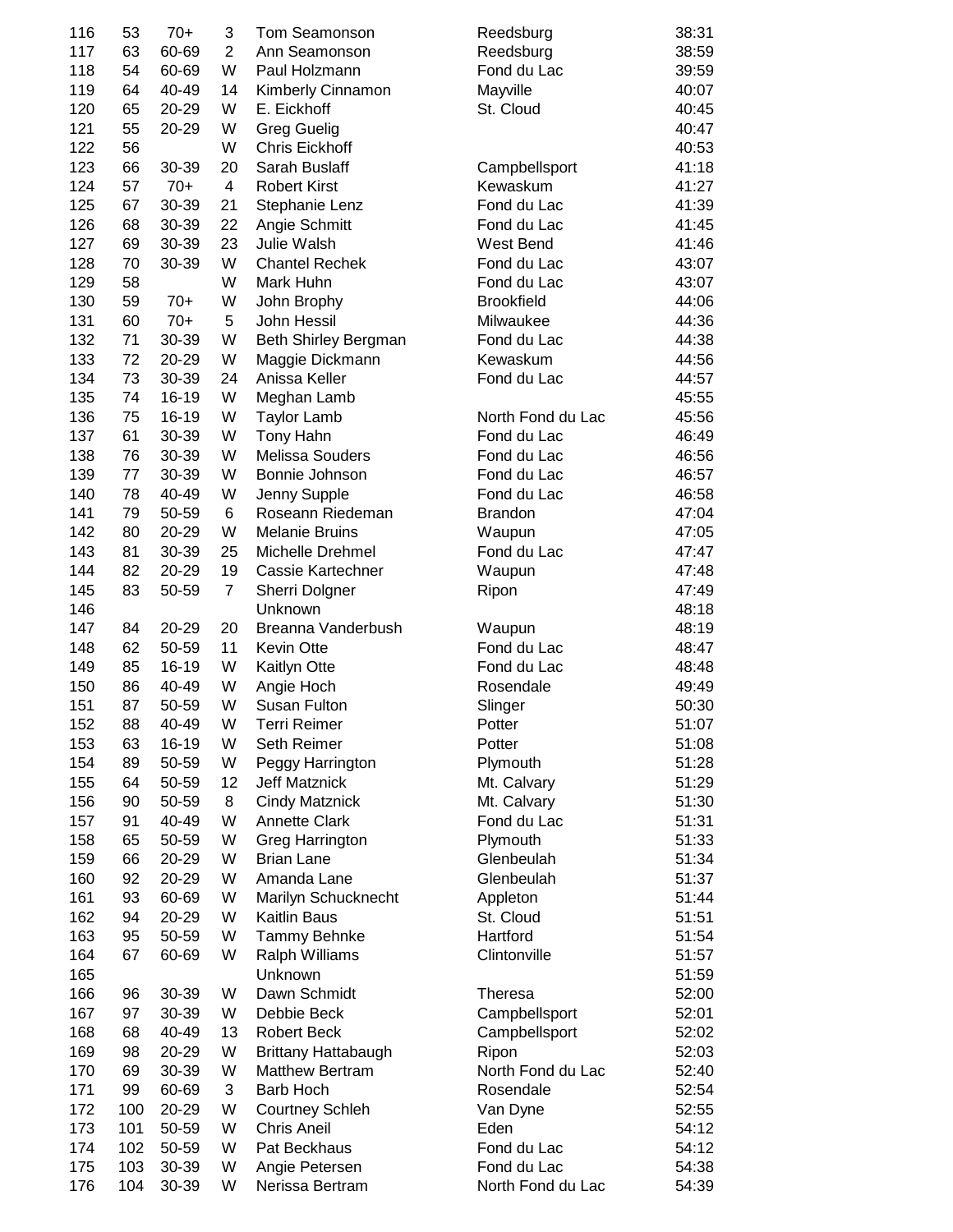| | | | | | | |
|---|---|---|---|---|---|---|
| 116 | 53 | 70+ | 3 | Tom Seamonson | Reedsburg | 38:31 |
| 117 | 63 | 60-69 | 2 | Ann Seamonson | Reedsburg | 38:59 |
| 118 | 54 | 60-69 | W | Paul Holzmann | Fond du Lac | 39:59 |
| 119 | 64 | 40-49 | 14 | Kimberly Cinnamon | Mayville | 40:07 |
| 120 | 65 | 20-29 | W | E. Eickhoff | St. Cloud | 40:45 |
| 121 | 55 | 20-29 | W | Greg Guelig | | 40:47 |
| 122 | 56 | | W | Chris Eickhoff | | 40:53 |
| 123 | 66 | 30-39 | 20 | Sarah Buslaff | Campbellsport | 41:18 |
| 124 | 57 | 70+ | 4 | Robert Kirst | Kewaskum | 41:27 |
| 125 | 67 | 30-39 | 21 | Stephanie Lenz | Fond du Lac | 41:39 |
| 126 | 68 | 30-39 | 22 | Angie Schmitt | Fond du Lac | 41:45 |
| 127 | 69 | 30-39 | 23 | Julie Walsh | West Bend | 41:46 |
| 128 | 70 | 30-39 | W | Chantel Rechek | Fond du Lac | 43:07 |
| 129 | 58 | | W | Mark Huhn | Fond du Lac | 43:07 |
| 130 | 59 | 70+ | W | John Brophy | Brookfield | 44:06 |
| 131 | 60 | 70+ | 5 | John Hessil | Milwaukee | 44:36 |
| 132 | 71 | 30-39 | W | Beth Shirley Bergman | Fond du Lac | 44:38 |
| 133 | 72 | 20-29 | W | Maggie Dickmann | Kewaskum | 44:56 |
| 134 | 73 | 30-39 | 24 | Anissa Keller | Fond du Lac | 44:57 |
| 135 | 74 | 16-19 | W | Meghan Lamb | | 45:55 |
| 136 | 75 | 16-19 | W | Taylor Lamb | North Fond du Lac | 45:56 |
| 137 | 61 | 30-39 | W | Tony Hahn | Fond du Lac | 46:49 |
| 138 | 76 | 30-39 | W | Melissa Souders | Fond du Lac | 46:56 |
| 139 | 77 | 30-39 | W | Bonnie Johnson | Fond du Lac | 46:57 |
| 140 | 78 | 40-49 | W | Jenny Supple | Fond du Lac | 46:58 |
| 141 | 79 | 50-59 | 6 | Roseann Riedeman | Brandon | 47:04 |
| 142 | 80 | 20-29 | W | Melanie Bruins | Waupun | 47:05 |
| 143 | 81 | 30-39 | 25 | Michelle Drehmel | Fond du Lac | 47:47 |
| 144 | 82 | 20-29 | 19 | Cassie Kartechner | Waupun | 47:48 |
| 145 | 83 | 50-59 | 7 | Sherri Dolgner | Ripon | 47:49 |
| 146 | | | | Unknown | | 48:18 |
| 147 | 84 | 20-29 | 20 | Breanna Vanderbush | Waupun | 48:19 |
| 148 | 62 | 50-59 | 11 | Kevin Otte | Fond du Lac | 48:47 |
| 149 | 85 | 16-19 | W | Kaitlyn Otte | Fond du Lac | 48:48 |
| 150 | 86 | 40-49 | W | Angie Hoch | Rosendale | 49:49 |
| 151 | 87 | 50-59 | W | Susan Fulton | Slinger | 50:30 |
| 152 | 88 | 40-49 | W | Terri Reimer | Potter | 51:07 |
| 153 | 63 | 16-19 | W | Seth Reimer | Potter | 51:08 |
| 154 | 89 | 50-59 | W | Peggy Harrington | Plymouth | 51:28 |
| 155 | 64 | 50-59 | 12 | Jeff Matznick | Mt. Calvary | 51:29 |
| 156 | 90 | 50-59 | 8 | Cindy Matznick | Mt. Calvary | 51:30 |
| 157 | 91 | 40-49 | W | Annette Clark | Fond du Lac | 51:31 |
| 158 | 65 | 50-59 | W | Greg Harrington | Plymouth | 51:33 |
| 159 | 66 | 20-29 | W | Brian Lane | Glenbeulah | 51:34 |
| 160 | 92 | 20-29 | W | Amanda Lane | Glenbeulah | 51:37 |
| 161 | 93 | 60-69 | W | Marilyn Schucknecht | Appleton | 51:44 |
| 162 | 94 | 20-29 | W | Kaitlin Baus | St. Cloud | 51:51 |
| 163 | 95 | 50-59 | W | Tammy Behnke | Hartford | 51:54 |
| 164 | 67 | 60-69 | W | Ralph Williams | Clintonville | 51:57 |
| 165 | | | | Unknown | | 51:59 |
| 166 | 96 | 30-39 | W | Dawn Schmidt | Theresa | 52:00 |
| 167 | 97 | 30-39 | W | Debbie Beck | Campbellsport | 52:01 |
| 168 | 68 | 40-49 | 13 | Robert Beck | Campbellsport | 52:02 |
| 169 | 98 | 20-29 | W | Brittany Hattabaugh | Ripon | 52:03 |
| 170 | 69 | 30-39 | W | Matthew Bertram | North Fond du Lac | 52:40 |
| 171 | 99 | 60-69 | 3 | Barb Hoch | Rosendale | 52:54 |
| 172 | 100 | 20-29 | W | Courtney Schleh | Van Dyne | 52:55 |
| 173 | 101 | 50-59 | W | Chris Aneil | Eden | 54:12 |
| 174 | 102 | 50-59 | W | Pat Beckhaus | Fond du Lac | 54:12 |
| 175 | 103 | 30-39 | W | Angie Petersen | Fond du Lac | 54:38 |
| 176 | 104 | 30-39 | W | Nerissa Bertram | North Fond du Lac | 54:39 |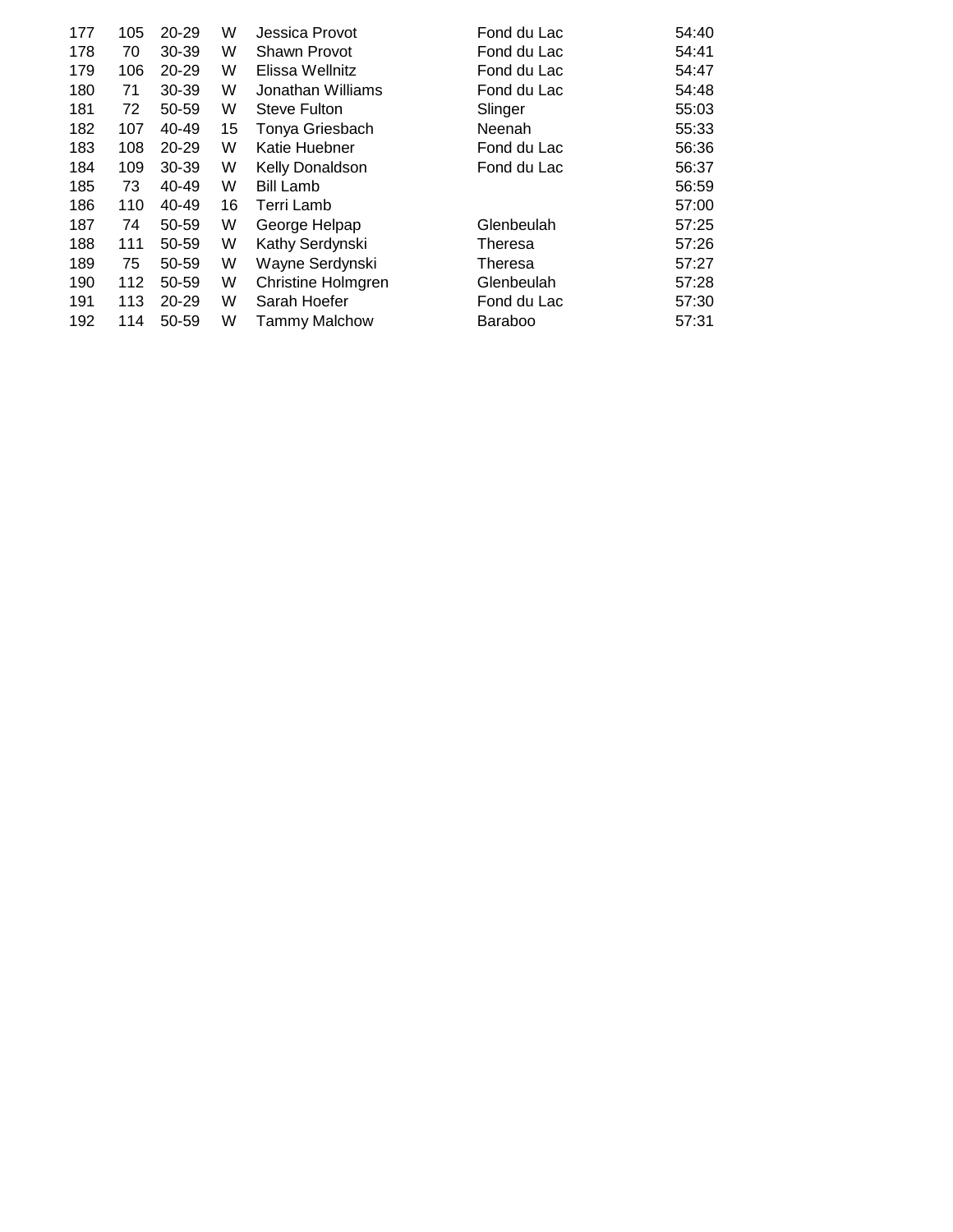| | | | | | | |
|---|---|---|---|---|---|---|
| 177 | 105 | 20-29 | W | Jessica Provot | Fond du Lac | 54:40 |
| 178 | 70 | 30-39 | W | Shawn Provot | Fond du Lac | 54:41 |
| 179 | 106 | 20-29 | W | Elissa Wellnitz | Fond du Lac | 54:47 |
| 180 | 71 | 30-39 | W | Jonathan Williams | Fond du Lac | 54:48 |
| 181 | 72 | 50-59 | W | Steve Fulton | Slinger | 55:03 |
| 182 | 107 | 40-49 | 15 | Tonya Griesbach | Neenah | 55:33 |
| 183 | 108 | 20-29 | W | Katie Huebner | Fond du Lac | 56:36 |
| 184 | 109 | 30-39 | W | Kelly Donaldson | Fond du Lac | 56:37 |
| 185 | 73 | 40-49 | W | Bill Lamb | | 56:59 |
| 186 | 110 | 40-49 | 16 | Terri Lamb | | 57:00 |
| 187 | 74 | 50-59 | W | George Helpap | Glenbeulah | 57:25 |
| 188 | 111 | 50-59 | W | Kathy Serdynski | Theresa | 57:26 |
| 189 | 75 | 50-59 | W | Wayne Serdynski | Theresa | 57:27 |
| 190 | 112 | 50-59 | W | Christine Holmgren | Glenbeulah | 57:28 |
| 191 | 113 | 20-29 | W | Sarah Hoefer | Fond du Lac | 57:30 |
| 192 | 114 | 50-59 | W | Tammy Malchow | Baraboo | 57:31 |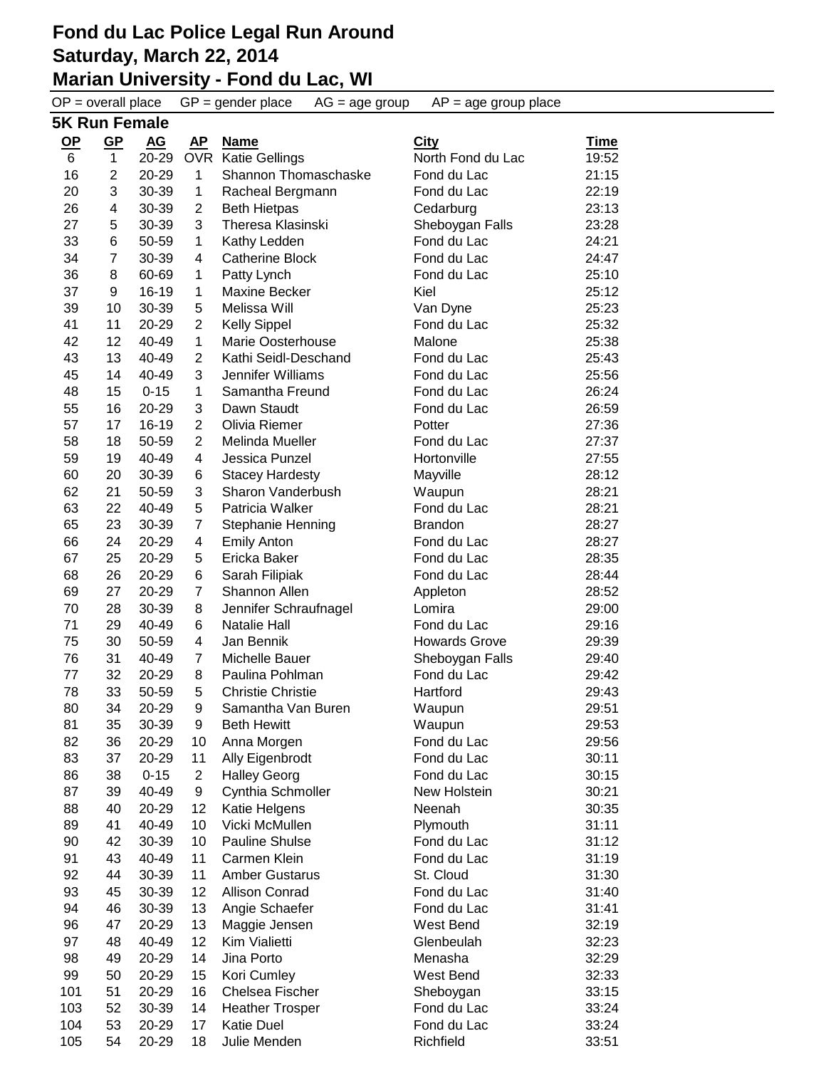# Fond du Lac Police Legal Run Around
## Saturday, March 22, 2014
## Marian University - Fond du Lac, WI

OP = overall place GP = gender place AG = age group AP = age group place

### 5K Run Female

| OP | GP | AG | AP | Name | City | Time |
|---|---|---|---|---|---|---|
| 6 | 1 | 20-29 | OVR | Katie Gellings | North Fond du Lac | 19:52 |
| 16 | 2 | 20-29 | 1 | Shannon Thomaschaske | Fond du Lac | 21:15 |
| 20 | 3 | 30-39 | 1 | Racheal Bergmann | Fond du Lac | 22:19 |
| 26 | 4 | 30-39 | 2 | Beth Hietpas | Cedarburg | 23:13 |
| 27 | 5 | 30-39 | 3 | Theresa Klasinski | Sheboygan Falls | 23:28 |
| 33 | 6 | 50-59 | 1 | Kathy Ledden | Fond du Lac | 24:21 |
| 34 | 7 | 30-39 | 4 | Catherine Block | Fond du Lac | 24:47 |
| 36 | 8 | 60-69 | 1 | Patty Lynch | Fond du Lac | 25:10 |
| 37 | 9 | 16-19 | 1 | Maxine Becker | Kiel | 25:12 |
| 39 | 10 | 30-39 | 5 | Melissa Will | Van Dyne | 25:23 |
| 41 | 11 | 20-29 | 2 | Kelly Sippel | Fond du Lac | 25:32 |
| 42 | 12 | 40-49 | 1 | Marie Oosterhouse | Malone | 25:38 |
| 43 | 13 | 40-49 | 2 | Kathi Seidl-Deschand | Fond du Lac | 25:43 |
| 45 | 14 | 40-49 | 3 | Jennifer Williams | Fond du Lac | 25:56 |
| 48 | 15 | 0-15 | 1 | Samantha Freund | Fond du Lac | 26:24 |
| 55 | 16 | 20-29 | 3 | Dawn Staudt | Fond du Lac | 26:59 |
| 57 | 17 | 16-19 | 2 | Olivia Riemer | Potter | 27:36 |
| 58 | 18 | 50-59 | 2 | Melinda Mueller | Fond du Lac | 27:37 |
| 59 | 19 | 40-49 | 4 | Jessica Punzel | Hortonville | 27:55 |
| 60 | 20 | 30-39 | 6 | Stacey Hardesty | Mayville | 28:12 |
| 62 | 21 | 50-59 | 3 | Sharon Vanderbush | Waupun | 28:21 |
| 63 | 22 | 40-49 | 5 | Patricia Walker | Fond du Lac | 28:21 |
| 65 | 23 | 30-39 | 7 | Stephanie Henning | Brandon | 28:27 |
| 66 | 24 | 20-29 | 4 | Emily Anton | Fond du Lac | 28:27 |
| 67 | 25 | 20-29 | 5 | Ericka Baker | Fond du Lac | 28:35 |
| 68 | 26 | 20-29 | 6 | Sarah Filipiak | Fond du Lac | 28:44 |
| 69 | 27 | 20-29 | 7 | Shannon Allen | Appleton | 28:52 |
| 70 | 28 | 30-39 | 8 | Jennifer Schraufnagel | Lomira | 29:00 |
| 71 | 29 | 40-49 | 6 | Natalie Hall | Fond du Lac | 29:16 |
| 75 | 30 | 50-59 | 4 | Jan Bennik | Howards Grove | 29:39 |
| 76 | 31 | 40-49 | 7 | Michelle Bauer | Sheboygan Falls | 29:40 |
| 77 | 32 | 20-29 | 8 | Paulina Pohlman | Fond du Lac | 29:42 |
| 78 | 33 | 50-59 | 5 | Christie Christie | Hartford | 29:43 |
| 80 | 34 | 20-29 | 9 | Samantha Van Buren | Waupun | 29:51 |
| 81 | 35 | 30-39 | 9 | Beth Hewitt | Waupun | 29:53 |
| 82 | 36 | 20-29 | 10 | Anna Morgen | Fond du Lac | 29:56 |
| 83 | 37 | 20-29 | 11 | Ally Eigenbrodt | Fond du Lac | 30:11 |
| 86 | 38 | 0-15 | 2 | Halley Georg | Fond du Lac | 30:15 |
| 87 | 39 | 40-49 | 9 | Cynthia Schmoller | New Holstein | 30:21 |
| 88 | 40 | 20-29 | 12 | Katie Helgens | Neenah | 30:35 |
| 89 | 41 | 40-49 | 10 | Vicki McMullen | Plymouth | 31:11 |
| 90 | 42 | 30-39 | 10 | Pauline Shulse | Fond du Lac | 31:12 |
| 91 | 43 | 40-49 | 11 | Carmen Klein | Fond du Lac | 31:19 |
| 92 | 44 | 30-39 | 11 | Amber Gustarus | St. Cloud | 31:30 |
| 93 | 45 | 30-39 | 12 | Allison Conrad | Fond du Lac | 31:40 |
| 94 | 46 | 30-39 | 13 | Angie Schaefer | Fond du Lac | 31:41 |
| 96 | 47 | 20-29 | 13 | Maggie Jensen | West Bend | 32:19 |
| 97 | 48 | 40-49 | 12 | Kim Vialietti | Glenbeulah | 32:23 |
| 98 | 49 | 20-29 | 14 | Jina Porto | Menasha | 32:29 |
| 99 | 50 | 20-29 | 15 | Kori Cumley | West Bend | 32:33 |
| 101 | 51 | 20-29 | 16 | Chelsea Fischer | Sheboygan | 33:15 |
| 103 | 52 | 30-39 | 14 | Heather Trosper | Fond du Lac | 33:24 |
| 104 | 53 | 20-29 | 17 | Katie Duel | Fond du Lac | 33:24 |
| 105 | 54 | 20-29 | 18 | Julie Menden | Richfield | 33:51 |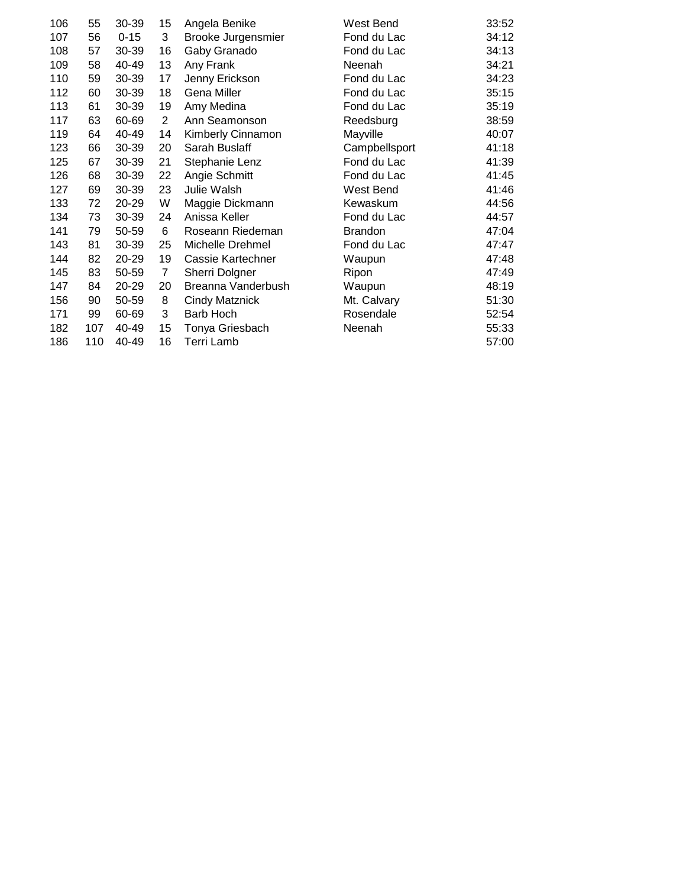| | | | | | | |
|---|---|---|---|---|---|---|
| 106 | 55 | 30-39 | 15 | Angela Benike | West Bend | 33:52 |
| 107 | 56 | 0-15 | 3 | Brooke Jurgensmier | Fond du Lac | 34:12 |
| 108 | 57 | 30-39 | 16 | Gaby Granado | Fond du Lac | 34:13 |
| 109 | 58 | 40-49 | 13 | Any Frank | Neenah | 34:21 |
| 110 | 59 | 30-39 | 17 | Jenny Erickson | Fond du Lac | 34:23 |
| 112 | 60 | 30-39 | 18 | Gena Miller | Fond du Lac | 35:15 |
| 113 | 61 | 30-39 | 19 | Amy Medina | Fond du Lac | 35:19 |
| 117 | 63 | 60-69 | 2 | Ann Seamonson | Reedsburg | 38:59 |
| 119 | 64 | 40-49 | 14 | Kimberly Cinnamon | Mayville | 40:07 |
| 123 | 66 | 30-39 | 20 | Sarah Buslaff | Campbellsport | 41:18 |
| 125 | 67 | 30-39 | 21 | Stephanie Lenz | Fond du Lac | 41:39 |
| 126 | 68 | 30-39 | 22 | Angie Schmitt | Fond du Lac | 41:45 |
| 127 | 69 | 30-39 | 23 | Julie Walsh | West Bend | 41:46 |
| 133 | 72 | 20-29 | W | Maggie Dickmann | Kewaskum | 44:56 |
| 134 | 73 | 30-39 | 24 | Anissa Keller | Fond du Lac | 44:57 |
| 141 | 79 | 50-59 | 6 | Roseann Riedeman | Brandon | 47:04 |
| 143 | 81 | 30-39 | 25 | Michelle Drehmel | Fond du Lac | 47:47 |
| 144 | 82 | 20-29 | 19 | Cassie Kartechner | Waupun | 47:48 |
| 145 | 83 | 50-59 | 7 | Sherri Dolgner | Ripon | 47:49 |
| 147 | 84 | 20-29 | 20 | Breanna Vanderbush | Waupun | 48:19 |
| 156 | 90 | 50-59 | 8 | Cindy Matznick | Mt. Calvary | 51:30 |
| 171 | 99 | 60-69 | 3 | Barb Hoch | Rosendale | 52:54 |
| 182 | 107 | 40-49 | 15 | Tonya Griesbach | Neenah | 55:33 |
| 186 | 110 | 40-49 | 16 | Terri Lamb | | 57:00 |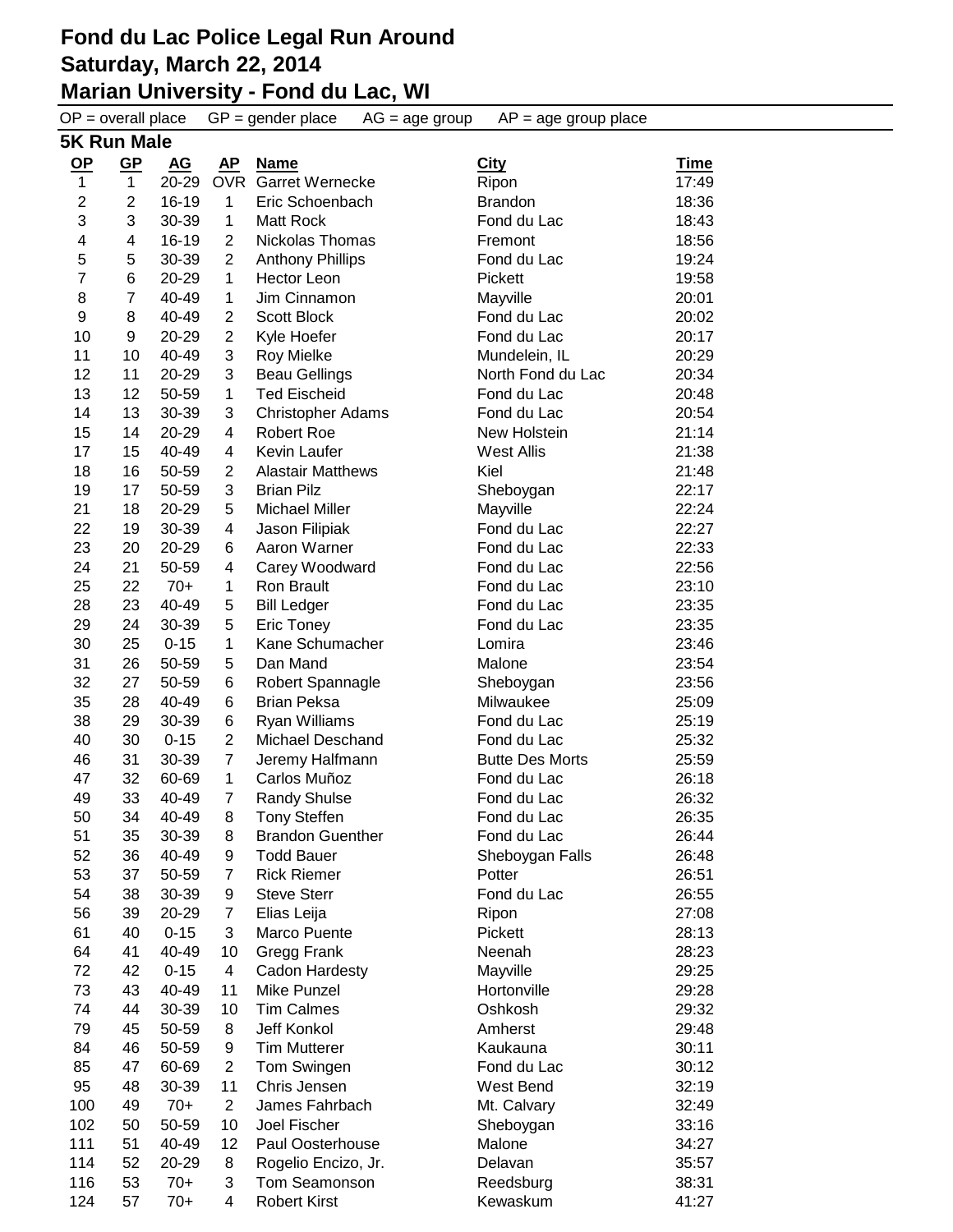# Fond du Lac Police Legal Run Around
# Saturday, March 22, 2014
# Marian University - Fond du Lac, WI

OP = overall place    GP = gender place    AG = age group    AP = age group place

## 5K Run Male

| OP | GP | AG | AP | Name | City | Time |
|---|---|---|---|---|---|---|
| 1 | 1 | 20-29 | OVR | Garret Wernecke | Ripon | 17:49 |
| 2 | 2 | 16-19 | 1 | Eric Schoenbach | Brandon | 18:36 |
| 3 | 3 | 30-39 | 1 | Matt Rock | Fond du Lac | 18:43 |
| 4 | 4 | 16-19 | 2 | Nickolas Thomas | Fremont | 18:56 |
| 5 | 5 | 30-39 | 2 | Anthony Phillips | Fond du Lac | 19:24 |
| 7 | 6 | 20-29 | 1 | Hector Leon | Pickett | 19:58 |
| 8 | 7 | 40-49 | 1 | Jim Cinnamon | Mayville | 20:01 |
| 9 | 8 | 40-49 | 2 | Scott Block | Fond du Lac | 20:02 |
| 10 | 9 | 20-29 | 2 | Kyle Hoefer | Fond du Lac | 20:17 |
| 11 | 10 | 40-49 | 3 | Roy Mielke | Mundelein, IL | 20:29 |
| 12 | 11 | 20-29 | 3 | Beau Gellings | North Fond du Lac | 20:34 |
| 13 | 12 | 50-59 | 1 | Ted Eischeid | Fond du Lac | 20:48 |
| 14 | 13 | 30-39 | 3 | Christopher Adams | Fond du Lac | 20:54 |
| 15 | 14 | 20-29 | 4 | Robert Roe | New Holstein | 21:14 |
| 17 | 15 | 40-49 | 4 | Kevin Laufer | West Allis | 21:38 |
| 18 | 16 | 50-59 | 2 | Alastair Matthews | Kiel | 21:48 |
| 19 | 17 | 50-59 | 3 | Brian Pilz | Sheboygan | 22:17 |
| 21 | 18 | 20-29 | 5 | Michael Miller | Mayville | 22:24 |
| 22 | 19 | 30-39 | 4 | Jason Filipiak | Fond du Lac | 22:27 |
| 23 | 20 | 20-29 | 6 | Aaron Warner | Fond du Lac | 22:33 |
| 24 | 21 | 50-59 | 4 | Carey Woodward | Fond du Lac | 22:56 |
| 25 | 22 | 70+ | 1 | Ron Brault | Fond du Lac | 23:10 |
| 28 | 23 | 40-49 | 5 | Bill Ledger | Fond du Lac | 23:35 |
| 29 | 24 | 30-39 | 5 | Eric Toney | Fond du Lac | 23:35 |
| 30 | 25 | 0-15 | 1 | Kane Schumacher | Lomira | 23:46 |
| 31 | 26 | 50-59 | 5 | Dan Mand | Malone | 23:54 |
| 32 | 27 | 50-59 | 6 | Robert Spannagle | Sheboygan | 23:56 |
| 35 | 28 | 40-49 | 6 | Brian Peksa | Milwaukee | 25:09 |
| 38 | 29 | 30-39 | 6 | Ryan Williams | Fond du Lac | 25:19 |
| 40 | 30 | 0-15 | 2 | Michael Deschand | Fond du Lac | 25:32 |
| 46 | 31 | 30-39 | 7 | Jeremy Halfmann | Butte Des Morts | 25:59 |
| 47 | 32 | 60-69 | 1 | Carlos Muñoz | Fond du Lac | 26:18 |
| 49 | 33 | 40-49 | 7 | Randy Shulse | Fond du Lac | 26:32 |
| 50 | 34 | 40-49 | 8 | Tony Steffen | Fond du Lac | 26:35 |
| 51 | 35 | 30-39 | 8 | Brandon Guenther | Fond du Lac | 26:44 |
| 52 | 36 | 40-49 | 9 | Todd Bauer | Sheboygan Falls | 26:48 |
| 53 | 37 | 50-59 | 7 | Rick Riemer | Potter | 26:51 |
| 54 | 38 | 30-39 | 9 | Steve Sterr | Fond du Lac | 26:55 |
| 56 | 39 | 20-29 | 7 | Elias Leija | Ripon | 27:08 |
| 61 | 40 | 0-15 | 3 | Marco Puente | Pickett | 28:13 |
| 64 | 41 | 40-49 | 10 | Gregg Frank | Neenah | 28:23 |
| 72 | 42 | 0-15 | 4 | Cadon Hardesty | Mayville | 29:25 |
| 73 | 43 | 40-49 | 11 | Mike Punzel | Hortonville | 29:28 |
| 74 | 44 | 30-39 | 10 | Tim Calmes | Oshkosh | 29:32 |
| 79 | 45 | 50-59 | 8 | Jeff Konkol | Amherst | 29:48 |
| 84 | 46 | 50-59 | 9 | Tim Mutterer | Kaukauna | 30:11 |
| 85 | 47 | 60-69 | 2 | Tom Swingen | Fond du Lac | 30:12 |
| 95 | 48 | 30-39 | 11 | Chris Jensen | West Bend | 32:19 |
| 100 | 49 | 70+ | 2 | James Fahrbach | Mt. Calvary | 32:49 |
| 102 | 50 | 50-59 | 10 | Joel Fischer | Sheboygan | 33:16 |
| 111 | 51 | 40-49 | 12 | Paul Oosterhouse | Malone | 34:27 |
| 114 | 52 | 20-29 | 8 | Rogelio Encizo, Jr. | Delavan | 35:57 |
| 116 | 53 | 70+ | 3 | Tom Seamonson | Reedsburg | 38:31 |
| 124 | 57 | 70+ | 4 | Robert Kirst | Kewaskum | 41:27 |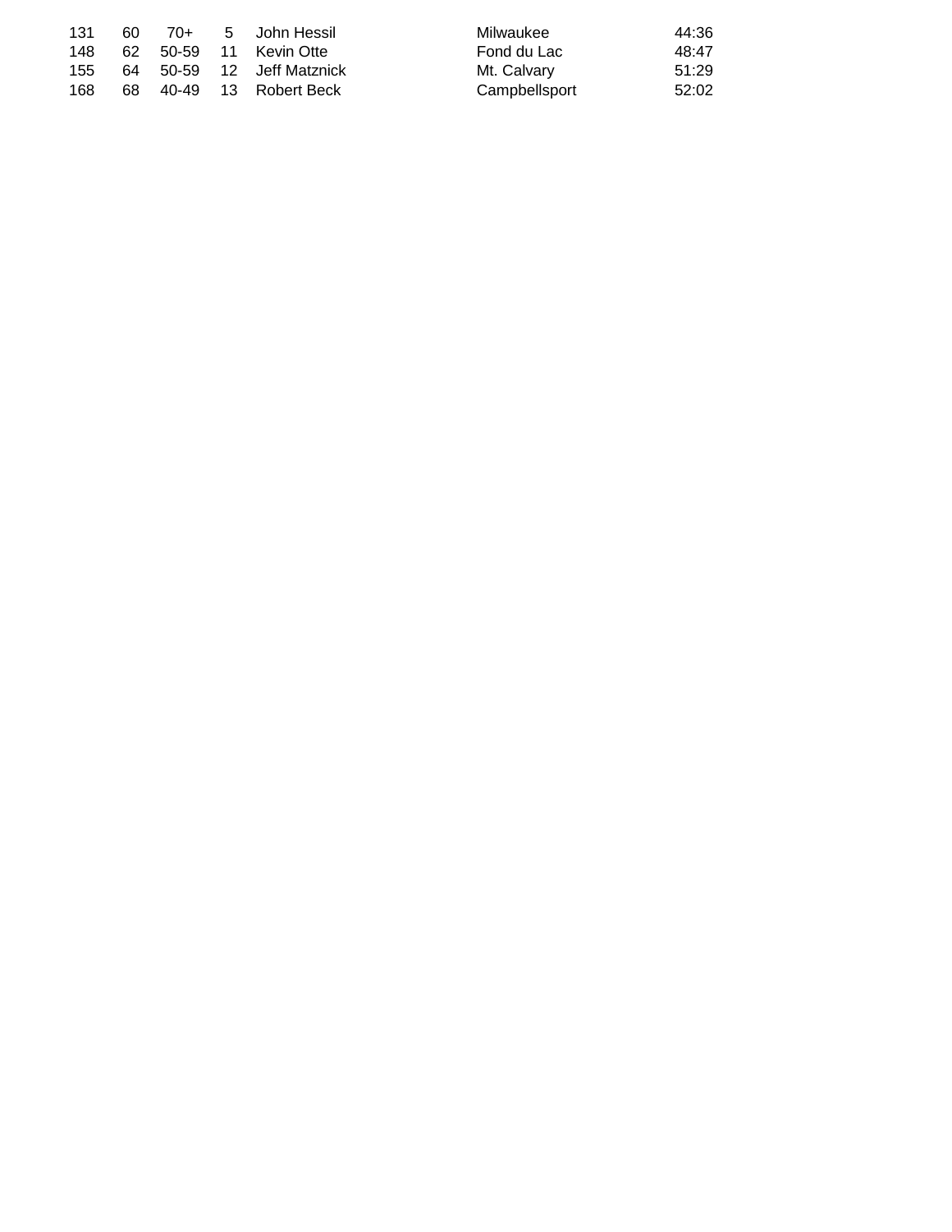| | | | | | | |
|---|---|---|---|---|---|---|
| 131 | 60 | 70+ | 5 | John Hessil | Milwaukee | 44:36 |
| 148 | 62 | 50-59 | 11 | Kevin Otte | Fond du Lac | 48:47 |
| 155 | 64 | 50-59 | 12 | Jeff Matznick | Mt. Calvary | 51:29 |
| 168 | 68 | 40-49 | 13 | Robert Beck | Campbellsport | 52:02 |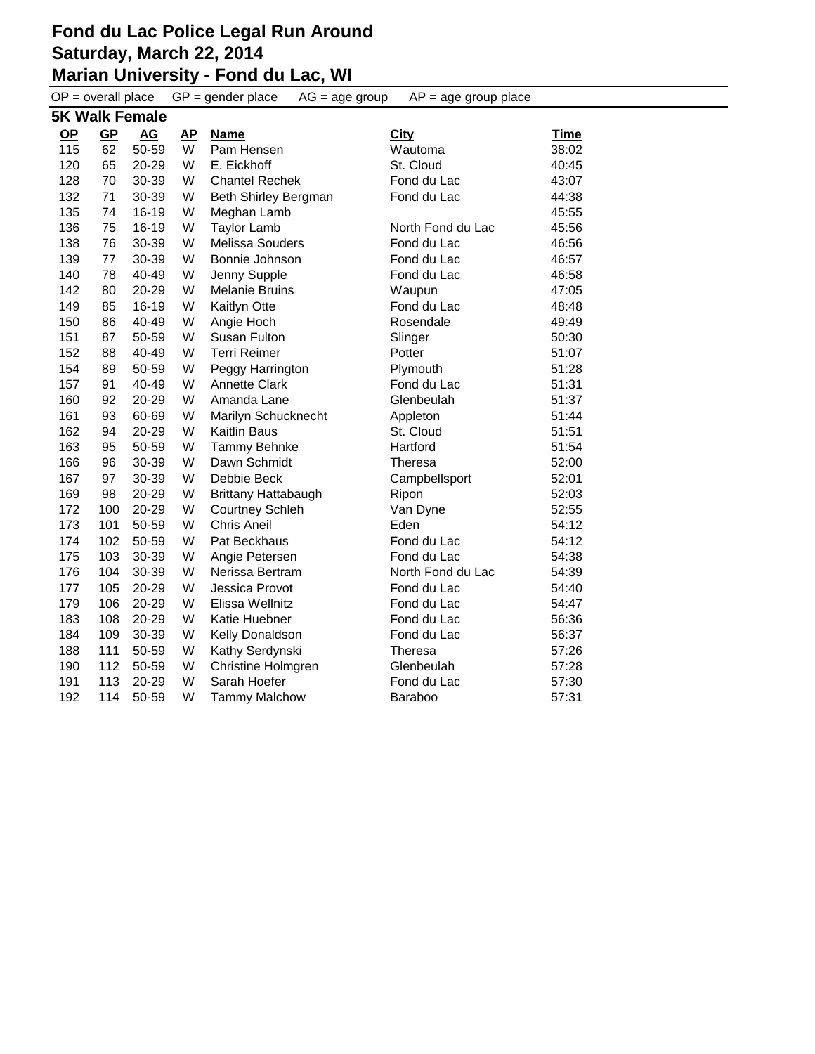# Fond du Lac Police Legal Run Around
## Saturday, March 22, 2014
## Marian University - Fond du Lac, WI

OP = overall place GP = gender place AG = age group AP = age group place

### 5K Walk Female

| OP | GP | AG | AP | Name | City | Time |
|---|---|---|---|---|---|---|
| 115 | 62 | 50-59 | W | Pam Hensen | Wautoma | 38:02 |
| 120 | 65 | 20-29 | W | E. Eickhoff | St. Cloud | 40:45 |
| 128 | 70 | 30-39 | W | Chantel Rechek | Fond du Lac | 43:07 |
| 132 | 71 | 30-39 | W | Beth Shirley Bergman | Fond du Lac | 44:38 |
| 135 | 74 | 16-19 | W | Meghan Lamb | | 45:55 |
| 136 | 75 | 16-19 | W | Taylor Lamb | North Fond du Lac | 45:56 |
| 138 | 76 | 30-39 | W | Melissa Souders | Fond du Lac | 46:56 |
| 139 | 77 | 30-39 | W | Bonnie Johnson | Fond du Lac | 46:57 |
| 140 | 78 | 40-49 | W | Jenny Supple | Fond du Lac | 46:58 |
| 142 | 80 | 20-29 | W | Melanie Bruins | Waupun | 47:05 |
| 149 | 85 | 16-19 | W | Kaitlyn Otte | Fond du Lac | 48:48 |
| 150 | 86 | 40-49 | W | Angie Hoch | Rosendale | 49:49 |
| 151 | 87 | 50-59 | W | Susan Fulton | Slinger | 50:30 |
| 152 | 88 | 40-49 | W | Terri Reimer | Potter | 51:07 |
| 154 | 89 | 50-59 | W | Peggy Harrington | Plymouth | 51:28 |
| 157 | 91 | 40-49 | W | Annette Clark | Fond du Lac | 51:31 |
| 160 | 92 | 20-29 | W | Amanda Lane | Glenbeulah | 51:37 |
| 161 | 93 | 60-69 | W | Marilyn Schucknecht | Appleton | 51:44 |
| 162 | 94 | 20-29 | W | Kaitlin Baus | St. Cloud | 51:51 |
| 163 | 95 | 50-59 | W | Tammy Behnke | Hartford | 51:54 |
| 166 | 96 | 30-39 | W | Dawn Schmidt | Theresa | 52:00 |
| 167 | 97 | 30-39 | W | Debbie Beck | Campbellsport | 52:01 |
| 169 | 98 | 20-29 | W | Brittany Hattabaugh | Ripon | 52:03 |
| 172 | 100 | 20-29 | W | Courtney Schleh | Van Dyne | 52:55 |
| 173 | 101 | 50-59 | W | Chris Aneil | Eden | 54:12 |
| 174 | 102 | 50-59 | W | Pat Beckhaus | Fond du Lac | 54:12 |
| 175 | 103 | 30-39 | W | Angie Petersen | Fond du Lac | 54:38 |
| 176 | 104 | 30-39 | W | Nerissa Bertram | North Fond du Lac | 54:39 |
| 177 | 105 | 20-29 | W | Jessica Provot | Fond du Lac | 54:40 |
| 179 | 106 | 20-29 | W | Elissa Wellnitz | Fond du Lac | 54:47 |
| 183 | 108 | 20-29 | W | Katie Huebner | Fond du Lac | 56:36 |
| 184 | 109 | 30-39 | W | Kelly Donaldson | Fond du Lac | 56:37 |
| 188 | 111 | 50-59 | W | Kathy Serdynski | Theresa | 57:26 |
| 190 | 112 | 50-59 | W | Christine Holmgren | Glenbeulah | 57:28 |
| 191 | 113 | 20-29 | W | Sarah Hoefer | Fond du Lac | 57:30 |
| 192 | 114 | 50-59 | W | Tammy Malchow | Baraboo | 57:31 |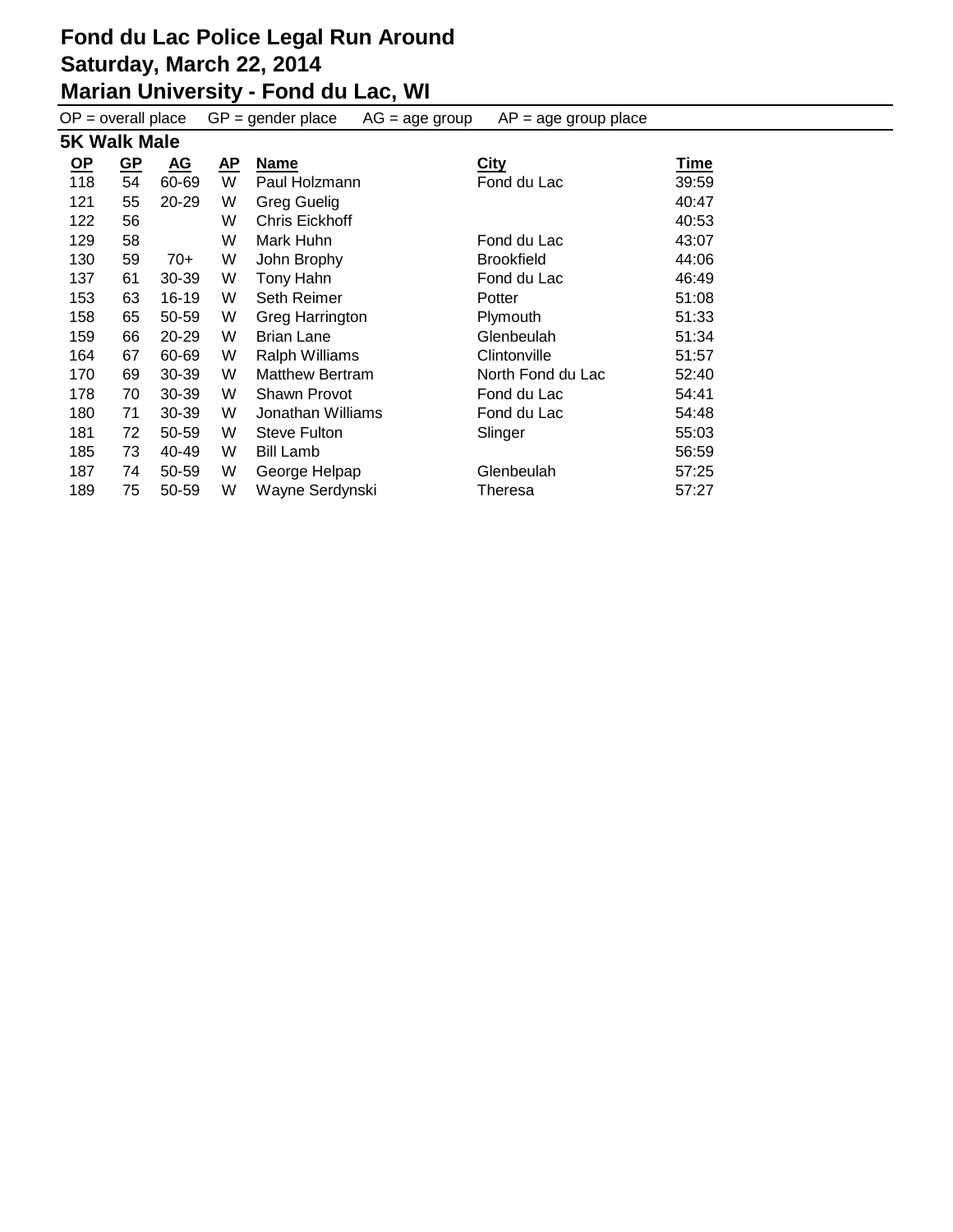# Fond du Lac Police Legal Run Around
# Saturday, March 22, 2014
# Marian University - Fond du Lac, WI

OP = overall place GP = gender place AG = age group AP = age group place

## 5K Walk Male

| OP | GP | AG | AP | Name | City | Time |
|---|---|---|---|---|---|---|
| 118 | 54 | 60-69 | W | Paul Holzmann | Fond du Lac | 39:59 |
| 121 | 55 | 20-29 | W | Greg Guelig | | 40:47 |
| 122 | 56 | | W | Chris Eickhoff | | 40:53 |
| 129 | 58 | | W | Mark Huhn | Fond du Lac | 43:07 |
| 130 | 59 | 70+ | W | John Brophy | Brookfield | 44:06 |
| 137 | 61 | 30-39 | W | Tony Hahn | Fond du Lac | 46:49 |
| 153 | 63 | 16-19 | W | Seth Reimer | Potter | 51:08 |
| 158 | 65 | 50-59 | W | Greg Harrington | Plymouth | 51:33 |
| 159 | 66 | 20-29 | W | Brian Lane | Glenbeulah | 51:34 |
| 164 | 67 | 60-69 | W | Ralph Williams | Clintonville | 51:57 |
| 170 | 69 | 30-39 | W | Matthew Bertram | North Fond du Lac | 52:40 |
| 178 | 70 | 30-39 | W | Shawn Provot | Fond du Lac | 54:41 |
| 180 | 71 | 30-39 | W | Jonathan Williams | Fond du Lac | 54:48 |
| 181 | 72 | 50-59 | W | Steve Fulton | Slinger | 55:03 |
| 185 | 73 | 40-49 | W | Bill Lamb | | 56:59 |
| 187 | 74 | 50-59 | W | George Helpap | Glenbeulah | 57:25 |
| 189 | 75 | 50-59 | W | Wayne Serdynski | Theresa | 57:27 |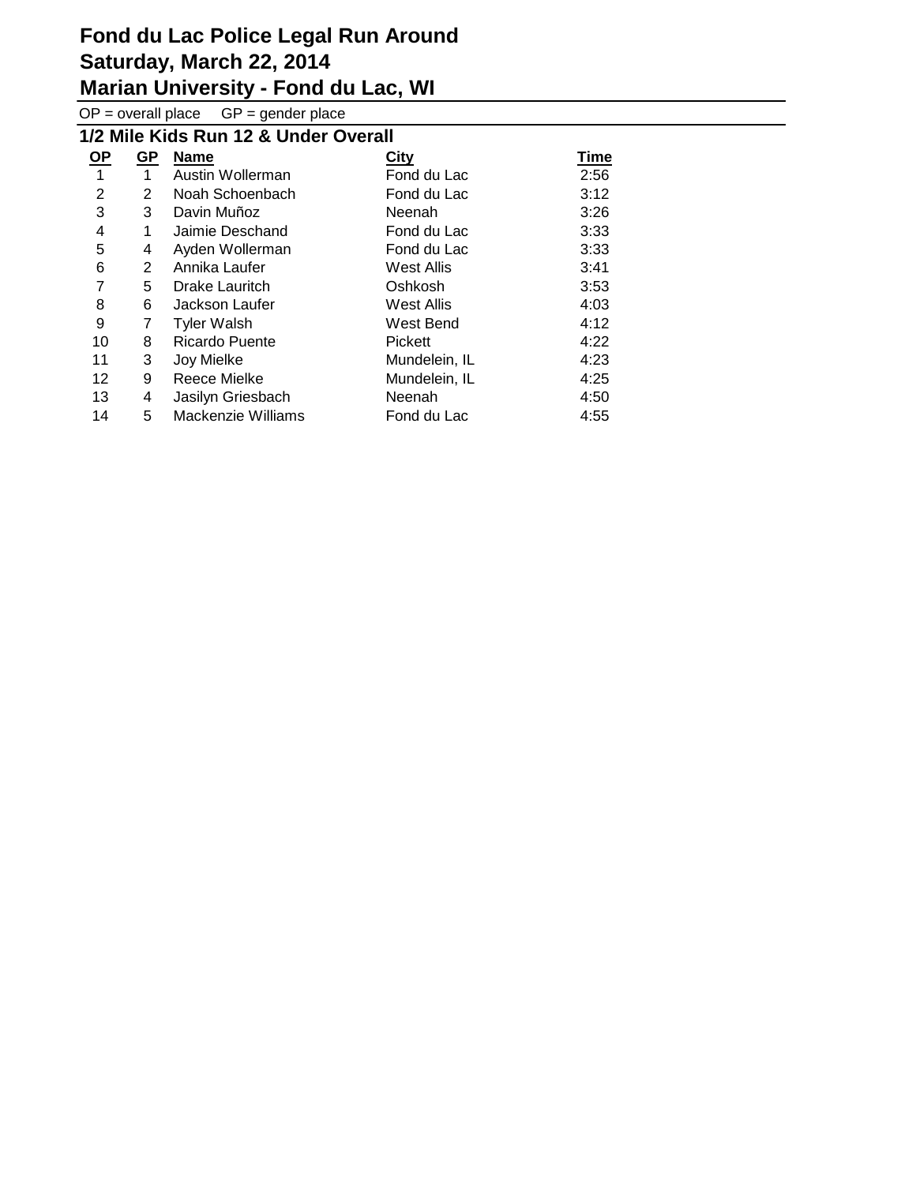# Fond du Lac Police Legal Run Around
# Saturday, March 22, 2014
# Marian University - Fond du Lac, WI

OP = overall place    GP = gender place

## 1/2 Mile Kids Run 12 & Under Overall

| OP | GP | Name | City | Time |
|---|---|---|---|---|
| 1 | 1 | Austin Wollerman | Fond du Lac | 2:56 |
| 2 | 2 | Noah Schoenbach | Fond du Lac | 3:12 |
| 3 | 3 | Davin Muñoz | Neenah | 3:26 |
| 4 | 1 | Jaimie Deschand | Fond du Lac | 3:33 |
| 5 | 4 | Ayden Wollerman | Fond du Lac | 3:33 |
| 6 | 2 | Annika Laufer | West Allis | 3:41 |
| 7 | 5 | Drake Lauritch | Oshkosh | 3:53 |
| 8 | 6 | Jackson Laufer | West Allis | 4:03 |
| 9 | 7 | Tyler Walsh | West Bend | 4:12 |
| 10 | 8 | Ricardo Puente | Pickett | 4:22 |
| 11 | 3 | Joy Mielke | Mundelein, IL | 4:23 |
| 12 | 9 | Reece Mielke | Mundelein, IL | 4:25 |
| 13 | 4 | Jasilyn Griesbach | Neenah | 4:50 |
| 14 | 5 | Mackenzie Williams | Fond du Lac | 4:55 |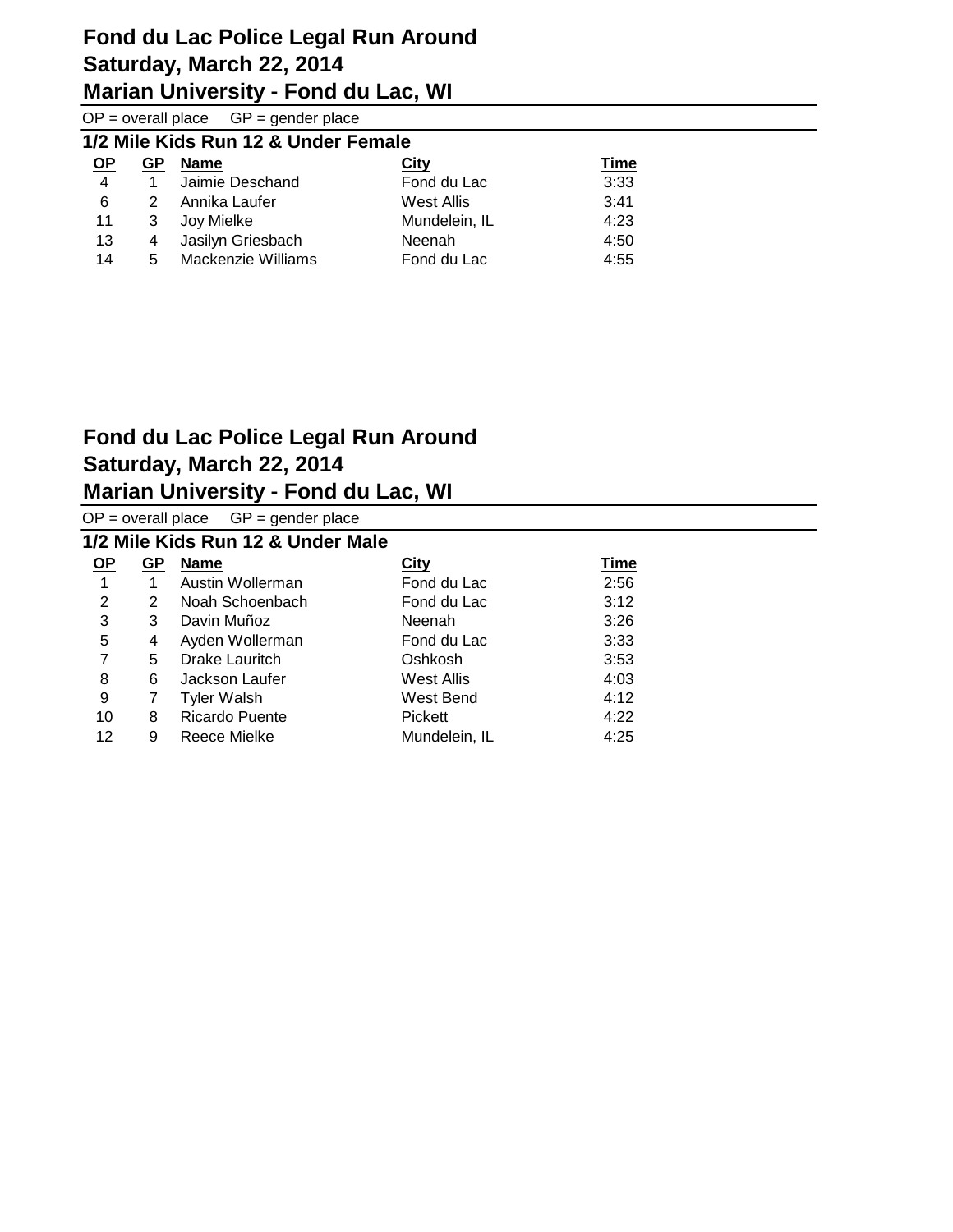# Fond du Lac Police Legal Run Around
# Saturday, March 22, 2014
# Marian University - Fond du Lac, WI

OP = overall place GP = gender place

## 1/2 Mile Kids Run 12 & Under Female

| OP | GP | Name | City | Time |
|---|---|---|---|---|
| 4 | 1 | Jaimie Deschand | Fond du Lac | 3:33 |
| 6 | 2 | Annika Laufer | West Allis | 3:41 |
| 11 | 3 | Joy Mielke | Mundelein, IL | 4:23 |
| 13 | 4 | Jasilyn Griesbach | Neenah | 4:50 |
| 14 | 5 | Mackenzie Williams | Fond du Lac | 4:55 |

# Fond du Lac Police Legal Run Around
# Saturday, March 22, 2014
# Marian University - Fond du Lac, WI

OP = overall place GP = gender place

## 1/2 Mile Kids Run 12 & Under Male

| OP | GP | Name | City | Time |
|---|---|---|---|---|
| 1 | 1 | Austin Wollerman | Fond du Lac | 2:56 |
| 2 | 2 | Noah Schoenbach | Fond du Lac | 3:12 |
| 3 | 3 | Davin Muñoz | Neenah | 3:26 |
| 5 | 4 | Ayden Wollerman | Fond du Lac | 3:33 |
| 7 | 5 | Drake Lauritch | Oshkosh | 3:53 |
| 8 | 6 | Jackson Laufer | West Allis | 4:03 |
| 9 | 7 | Tyler Walsh | West Bend | 4:12 |
| 10 | 8 | Ricardo Puente | Pickett | 4:22 |
| 12 | 9 | Reece Mielke | Mundelein, IL | 4:25 |